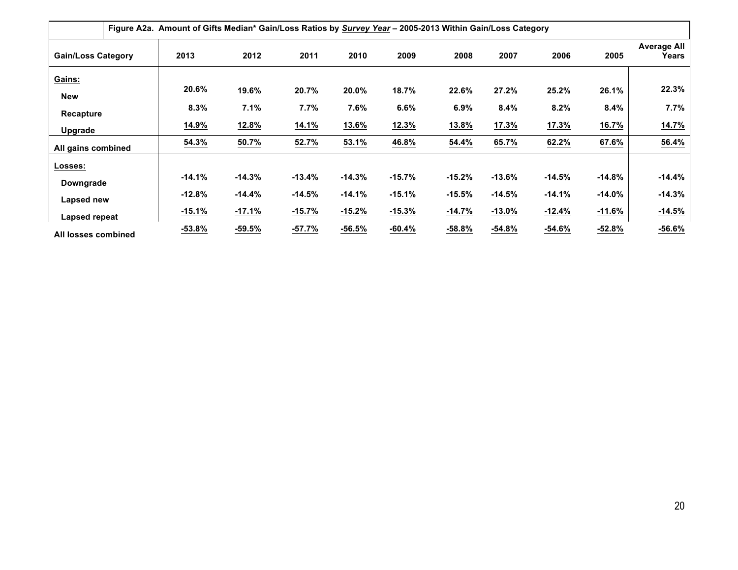| | Figure A2a. Amount of Gifts Median* Gain/Loss Ratios by *Survey Year* – 2005-2013 Within Gain/Loss Category | | | | | | | | | |
|---|---|---|---|---|---|---|---|---|---|---|
| **Gain/Loss Category** | **2013** | **2012** | **2011** | **2010** | **2009** | **2008** | **2007** | **2006** | **2005** | **Average All Years** |
| **Gains:** | | | | | | | | | | |
| **New** | **20.6%** | **19.6%** | **20.7%** | **20.0%** | **18.7%** | **22.6%** | **27.2%** | **25.2%** | **26.1%** | **22.3%** |
| **Recapture** | **8.3%** | **7.1%** | **7.7%** | **7.6%** | **6.6%** | **6.9%** | **8.4%** | **8.2%** | **8.4%** | **7.7%** |
| **Upgrade** | **14.9%** | **12.8%** | **14.1%** | **13.6%** | **12.3%** | **13.8%** | **17.3%** | **17.3%** | **16.7%** | **14.7%** |
| **All gains combined** | **54.3%** | **50.7%** | **52.7%** | **53.1%** | **46.8%** | **54.4%** | **65.7%** | **62.2%** | **67.6%** | **56.4%** |
| **Losses:** | | | | | | | | | | |
| **Downgrade** | **-14.1%** | **-14.3%** | **-13.4%** | **-14.3%** | **-15.7%** | **-15.2%** | **-13.6%** | **-14.5%** | **-14.8%** | **-14.4%** |
| **Lapsed new** | **-12.8%** | **-14.4%** | **-14.5%** | **-14.1%** | **-15.1%** | **-15.5%** | **-14.5%** | **-14.1%** | **-14.0%** | **-14.3%** |
| **Lapsed repeat** | **-15.1%** | **-17.1%** | **-15.7%** | **-15.2%** | **-15.3%** | **-14.7%** | **-13.0%** | **-12.4%** | **-11.6%** | **-14.5%** |
| **All losses combined** | **-53.8%** | **-59.5%** | **-57.7%** | **-56.5%** | **-60.4%** | **-58.8%** | **-54.8%** | **-54.6%** | **-52.8%** | **-56.6%** |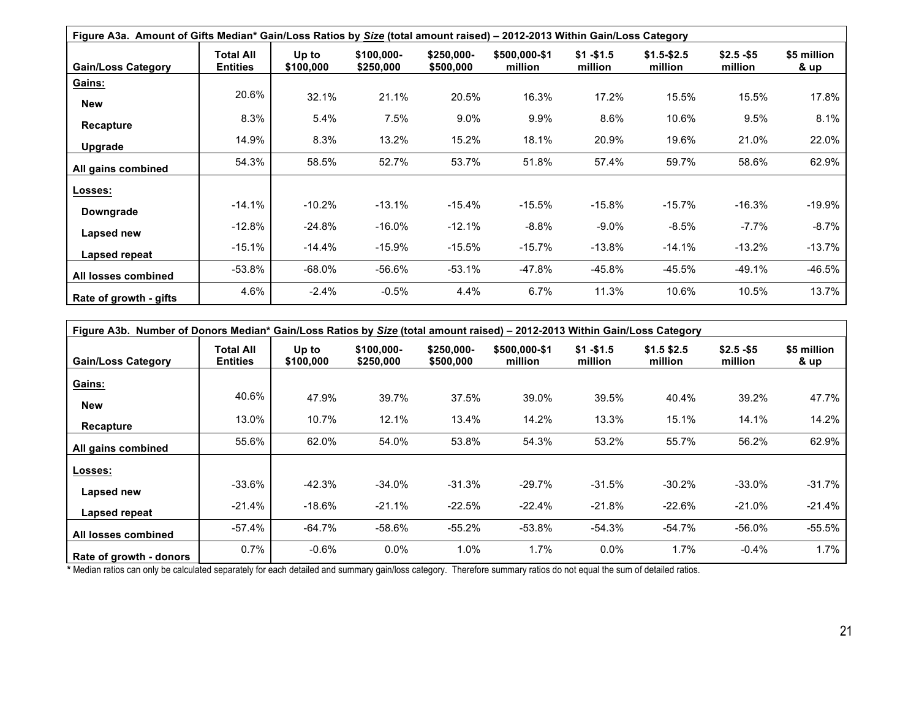**Figure A3a. Amount of Gifts Median* Gain/Loss Ratios by *Size* (total amount raised) – 2012-2013 Within Gain/Loss Category**

| Gain/Loss Category | Total All Entities | Up to $100,000 | $100,000-$250,000 | $250,000-$500,000 | $500,000-$1 million | $1 -$1.5 million | $1.5-$2.5 million | $2.5 -$5 million | $5 million & up |
|---|---|---|---|---|---|---|---|---|---|
| **Gains:** | | | | | | | | | |
| **New** | 20.6% | 32.1% | 21.1% | 20.5% | 16.3% | 17.2% | 15.5% | 15.5% | 17.8% |
| **Recapture** | 8.3% | 5.4% | 7.5% | 9.0% | 9.9% | 8.6% | 10.6% | 9.5% | 8.1% |
| **Upgrade** | 14.9% | 8.3% | 13.2% | 15.2% | 18.1% | 20.9% | 19.6% | 21.0% | 22.0% |
| **All gains combined** | 54.3% | 58.5% | 52.7% | 53.7% | 51.8% | 57.4% | 59.7% | 58.6% | 62.9% |
| **Losses:** | | | | | | | | | |
| **Downgrade** | -14.1% | -10.2% | -13.1% | -15.4% | -15.5% | -15.8% | -15.7% | -16.3% | -19.9% |
| **Lapsed new** | -12.8% | -24.8% | -16.0% | -12.1% | -8.8% | -9.0% | -8.5% | -7.7% | -8.7% |
| **Lapsed repeat** | -15.1% | -14.4% | -15.9% | -15.5% | -15.7% | -13.8% | -14.1% | -13.2% | -13.7% |
| **All losses combined** | -53.8% | -68.0% | -56.6% | -53.1% | -47.8% | -45.8% | -45.5% | -49.1% | -46.5% |
| **Rate of growth - gifts** | 4.6% | -2.4% | -0.5% | 4.4% | 6.7% | 11.3% | 10.6% | 10.5% | 13.7% |

**Figure A3b. Number of Donors Median* Gain/Loss Ratios by *Size* (total amount raised) – 2012-2013 Within Gain/Loss Category**

| Gain/Loss Category | Total All Entities | Up to $100,000 | $100,000-$250,000 | $250,000-$500,000 | $500,000-$1 million | $1 -$1.5 million | $1.5 $2.5 million | $2.5 -$5 million | $5 million & up |
|---|---|---|---|---|---|---|---|---|---|
| **Gains:** | | | | | | | | | |
| **New** | 40.6% | 47.9% | 39.7% | 37.5% | 39.0% | 39.5% | 40.4% | 39.2% | 47.7% |
| **Recapture** | 13.0% | 10.7% | 12.1% | 13.4% | 14.2% | 13.3% | 15.1% | 14.1% | 14.2% |
| **All gains combined** | 55.6% | 62.0% | 54.0% | 53.8% | 54.3% | 53.2% | 55.7% | 56.2% | 62.9% |
| **Losses:** | | | | | | | | | |
| **Lapsed new** | -33.6% | -42.3% | -34.0% | -31.3% | -29.7% | -31.5% | -30.2% | -33.0% | -31.7% |
| **Lapsed repeat** | -21.4% | -18.6% | -21.1% | -22.5% | -22.4% | -21.8% | -22.6% | -21.0% | -21.4% |
| **All losses combined** | -57.4% | -64.7% | -58.6% | -55.2% | -53.8% | -54.3% | -54.7% | -56.0% | -55.5% |
| **Rate of growth - donors** | 0.7% | -0.6% | 0.0% | 1.0% | 1.7% | 0.0% | 1.7% | -0.4% | 1.7% |

* Median ratios can only be calculated separately for each detailed and summary gain/loss category. Therefore summary ratios do not equal the sum of detailed ratios.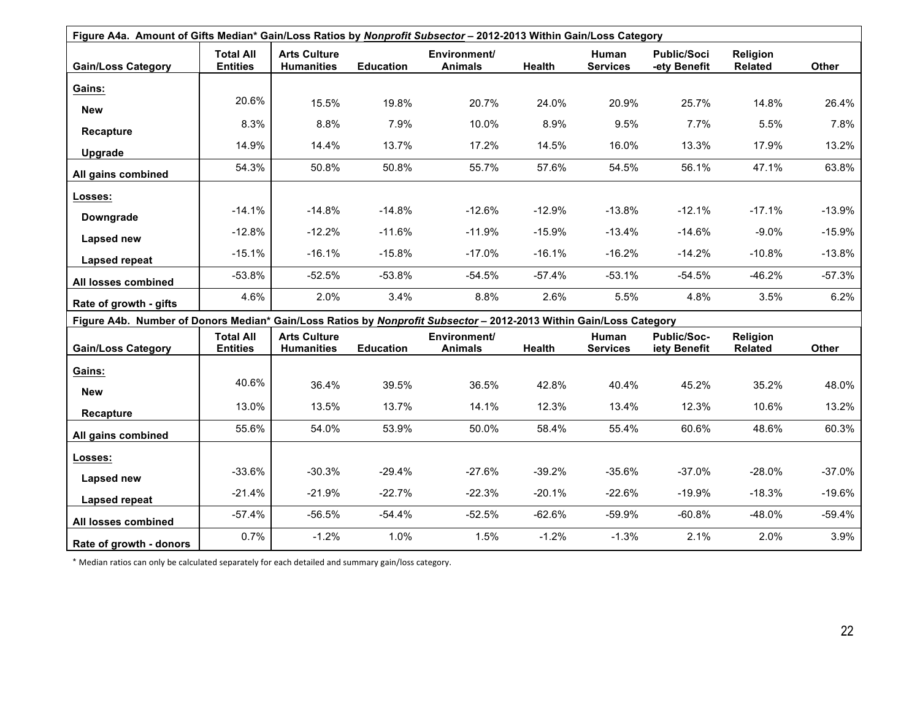**Figure A4a. Amount of Gifts Median* Gain/Loss Ratios by *Nonprofit Subsector* – 2012-2013 Within Gain/Loss Category**

| Gain/Loss Category | Total All Entities | Arts Culture Humanities | Education | Environment/ Animals | Health | Human Services | Public/Soci -ety Benefit | Religion Related | Other |
|---|---|---|---|---|---|---|---|---|---|
| **Gains:** | | | | | | | | | |
| **New** | 20.6% | 15.5% | 19.8% | 20.7% | 24.0% | 20.9% | 25.7% | 14.8% | 26.4% |
| **Recapture** | 8.3% | 8.8% | 7.9% | 10.0% | 8.9% | 9.5% | 7.7% | 5.5% | 7.8% |
| **Upgrade** | 14.9% | 14.4% | 13.7% | 17.2% | 14.5% | 16.0% | 13.3% | 17.9% | 13.2% |
| **All gains combined** | 54.3% | 50.8% | 50.8% | 55.7% | 57.6% | 54.5% | 56.1% | 47.1% | 63.8% |
| **Losses:** | | | | | | | | | |
| **Downgrade** | -14.1% | -14.8% | -14.8% | -12.6% | -12.9% | -13.8% | -12.1% | -17.1% | -13.9% |
| **Lapsed new** | -12.8% | -12.2% | -11.6% | -11.9% | -15.9% | -13.4% | -14.6% | -9.0% | -15.9% |
| **Lapsed repeat** | -15.1% | -16.1% | -15.8% | -17.0% | -16.1% | -16.2% | -14.2% | -10.8% | -13.8% |
| **All losses combined** | -53.8% | -52.5% | -53.8% | -54.5% | -57.4% | -53.1% | -54.5% | -46.2% | -57.3% |
| **Rate of growth - gifts** | 4.6% | 2.0% | 3.4% | 8.8% | 2.6% | 5.5% | 4.8% | 3.5% | 6.2% |

**Figure A4b. Number of Donors Median* Gain/Loss Ratios by *Nonprofit Subsector* – 2012-2013 Within Gain/Loss Category**

| Gain/Loss Category | Total All Entities | Arts Culture Humanities | Education | Environment/ Animals | Health | Human Services | Public/Soc- iety Benefit | Religion Related | Other |
|---|---|---|---|---|---|---|---|---|---|
| **Gains:** | | | | | | | | | |
| **New** | 40.6% | 36.4% | 39.5% | 36.5% | 42.8% | 40.4% | 45.2% | 35.2% | 48.0% |
| **Recapture** | 13.0% | 13.5% | 13.7% | 14.1% | 12.3% | 13.4% | 12.3% | 10.6% | 13.2% |
| **All gains combined** | 55.6% | 54.0% | 53.9% | 50.0% | 58.4% | 55.4% | 60.6% | 48.6% | 60.3% |
| **Losses:** | | | | | | | | | |
| **Lapsed new** | -33.6% | -30.3% | -29.4% | -27.6% | -39.2% | -35.6% | -37.0% | -28.0% | -37.0% |
| **Lapsed repeat** | -21.4% | -21.9% | -22.7% | -22.3% | -20.1% | -22.6% | -19.9% | -18.3% | -19.6% |
| **All losses combined** | -57.4% | -56.5% | -54.4% | -52.5% | -62.6% | -59.9% | -60.8% | -48.0% | -59.4% |
| **Rate of growth - donors** | 0.7% | -1.2% | 1.0% | 1.5% | -1.2% | -1.3% | 2.1% | 2.0% | 3.9% |

* Median ratios can only be calculated separately for each detailed and summary gain/loss category.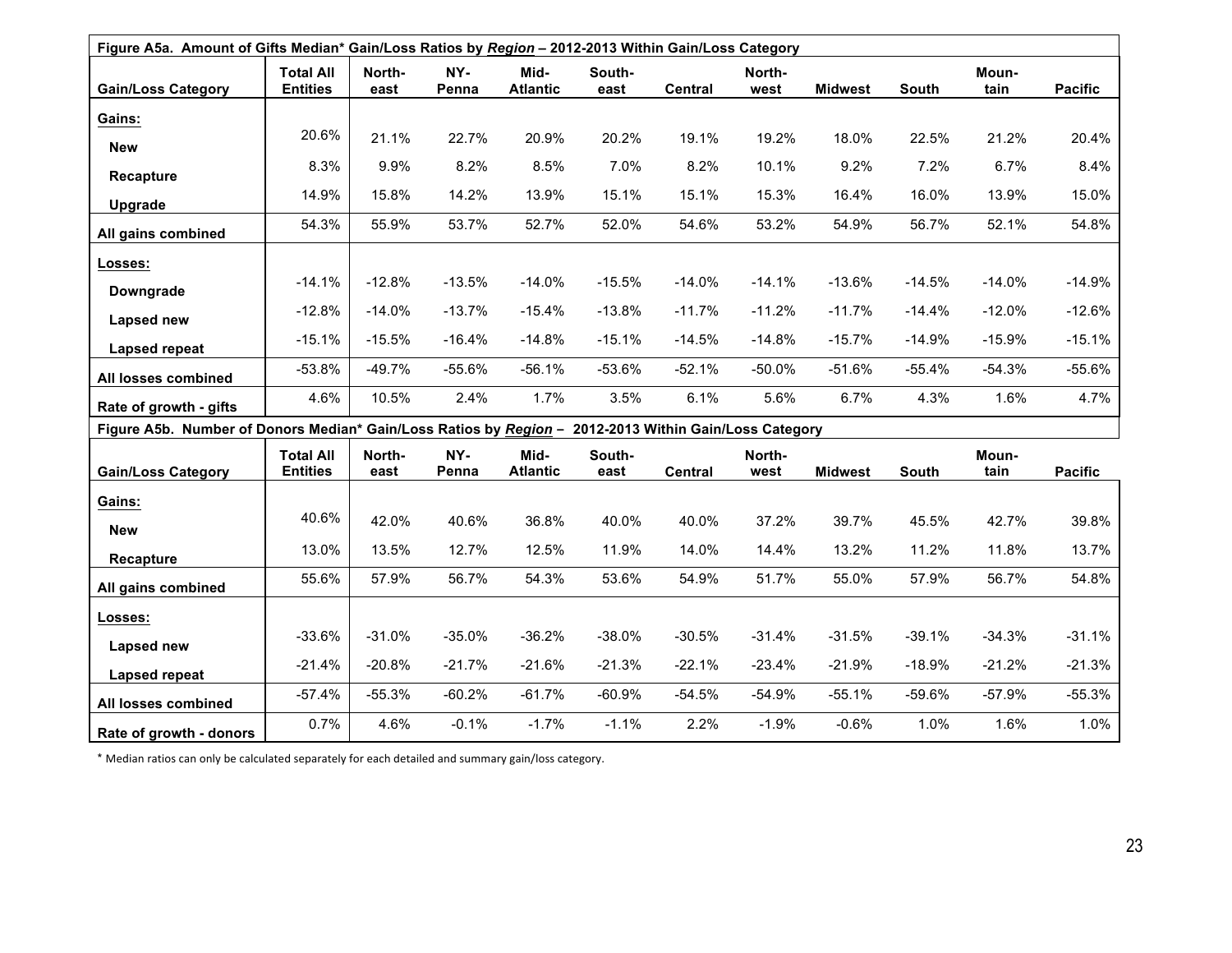**Figure A5a. Amount of Gifts Median* Gain/Loss Ratios by *Region* – 2012-2013 Within Gain/Loss Category**

| Gain/Loss Category | Total All Entities | North-east | NY-Penna | Mid-Atlantic | South-east | Central | North-west | Midwest | South | Moun-tain | Pacific |
|---|---|---|---|---|---|---|---|---|---|---|---|
| **Gains:** | | | | | | | | | | | |
| **New** | 20.6% | 21.1% | 22.7% | 20.9% | 20.2% | 19.1% | 19.2% | 18.0% | 22.5% | 21.2% | 20.4% |
| **Recapture** | 8.3% | 9.9% | 8.2% | 8.5% | 7.0% | 8.2% | 10.1% | 9.2% | 7.2% | 6.7% | 8.4% |
| **Upgrade** | 14.9% | 15.8% | 14.2% | 13.9% | 15.1% | 15.1% | 15.3% | 16.4% | 16.0% | 13.9% | 15.0% |
| **All gains combined** | 54.3% | 55.9% | 53.7% | 52.7% | 52.0% | 54.6% | 53.2% | 54.9% | 56.7% | 52.1% | 54.8% |
| **Losses:** | | | | | | | | | | | |
| **Downgrade** | -14.1% | -12.8% | -13.5% | -14.0% | -15.5% | -14.0% | -14.1% | -13.6% | -14.5% | -14.0% | -14.9% |
| **Lapsed new** | -12.8% | -14.0% | -13.7% | -15.4% | -13.8% | -11.7% | -11.2% | -11.7% | -14.4% | -12.0% | -12.6% |
| **Lapsed repeat** | -15.1% | -15.5% | -16.4% | -14.8% | -15.1% | -14.5% | -14.8% | -15.7% | -14.9% | -15.9% | -15.1% |
| **All losses combined** | -53.8% | -49.7% | -55.6% | -56.1% | -53.6% | -52.1% | -50.0% | -51.6% | -55.4% | -54.3% | -55.6% |
| **Rate of growth - gifts** | 4.6% | 10.5% | 2.4% | 1.7% | 3.5% | 6.1% | 5.6% | 6.7% | 4.3% | 1.6% | 4.7% |

**Figure A5b. Number of Donors Median* Gain/Loss Ratios by *Region* – 2012-2013 Within Gain/Loss Category**

| Gain/Loss Category | Total All Entities | North-east | NY-Penna | Mid-Atlantic | South-east | Central | North-west | Midwest | South | Moun-tain | Pacific |
|---|---|---|---|---|---|---|---|---|---|---|---|
| **Gains:** | | | | | | | | | | | |
| **New** | 40.6% | 42.0% | 40.6% | 36.8% | 40.0% | 40.0% | 37.2% | 39.7% | 45.5% | 42.7% | 39.8% |
| **Recapture** | 13.0% | 13.5% | 12.7% | 12.5% | 11.9% | 14.0% | 14.4% | 13.2% | 11.2% | 11.8% | 13.7% |
| **All gains combined** | 55.6% | 57.9% | 56.7% | 54.3% | 53.6% | 54.9% | 51.7% | 55.0% | 57.9% | 56.7% | 54.8% |
| **Losses:** | | | | | | | | | | | |
| **Lapsed new** | -33.6% | -31.0% | -35.0% | -36.2% | -38.0% | -30.5% | -31.4% | -31.5% | -39.1% | -34.3% | -31.1% |
| **Lapsed repeat** | -21.4% | -20.8% | -21.7% | -21.6% | -21.3% | -22.1% | -23.4% | -21.9% | -18.9% | -21.2% | -21.3% |
| **All losses combined** | -57.4% | -55.3% | -60.2% | -61.7% | -60.9% | -54.5% | -54.9% | -55.1% | -59.6% | -57.9% | -55.3% |
| **Rate of growth - donors** | 0.7% | 4.6% | -0.1% | -1.7% | -1.1% | 2.2% | -1.9% | -0.6% | 1.0% | 1.6% | 1.0% |

* Median ratios can only be calculated separately for each detailed and summary gain/loss category.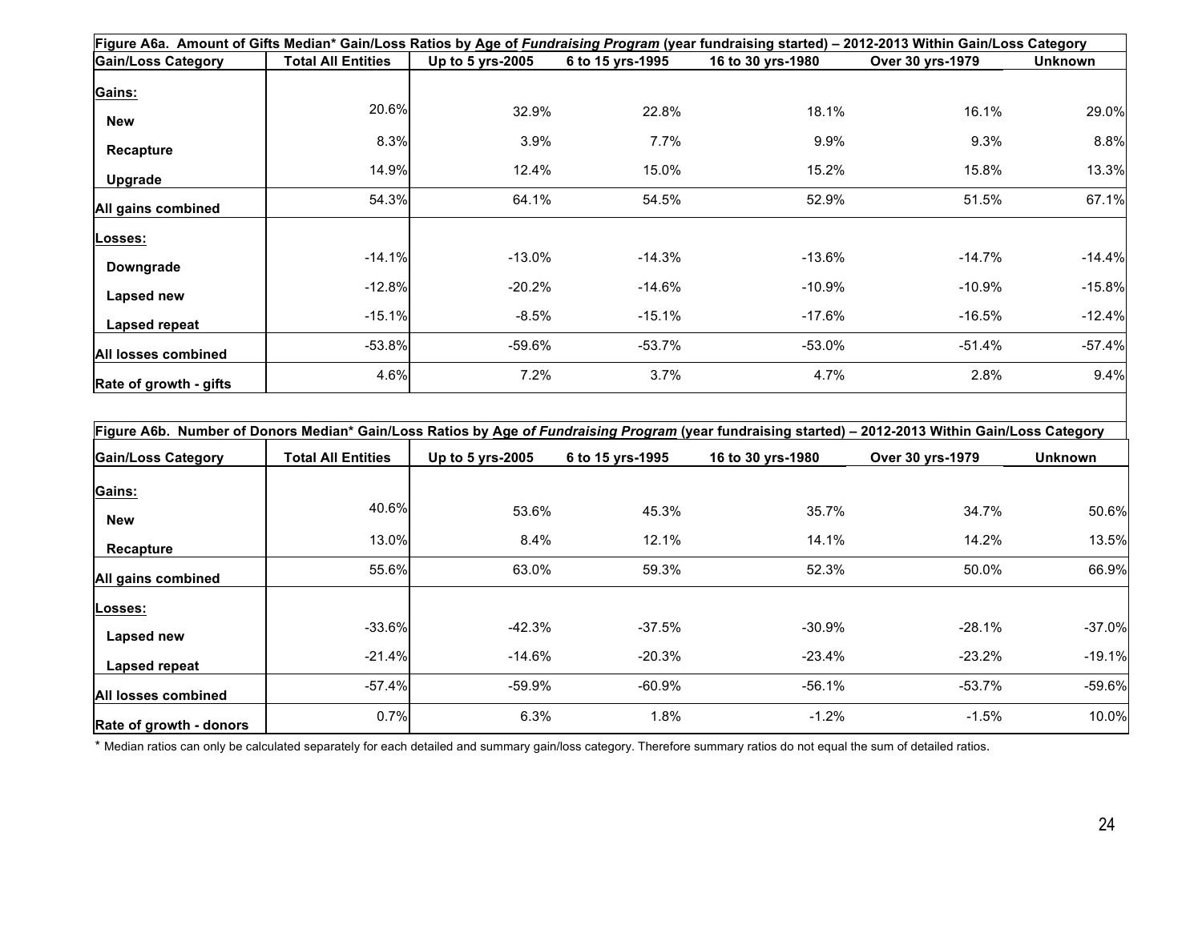**Figure A6a. Amount of Gifts Median* Gain/Loss Ratios by Age of *Fundraising Program* (year fundraising started) – 2012-2013 Within Gain/Loss Category**

| Gain/Loss Category | Total All Entities | Up to 5 yrs-2005 | 6 to 15 yrs-1995 | 16 to 30 yrs-1980 | Over 30 yrs-1979 | Unknown |
|---|---|---|---|---|---|---|
| **Gains:** | | | | | | |
| **New** | 20.6% | 32.9% | 22.8% | 18.1% | 16.1% | 29.0% |
| **Recapture** | 8.3% | 3.9% | 7.7% | 9.9% | 9.3% | 8.8% |
| **Upgrade** | 14.9% | 12.4% | 15.0% | 15.2% | 15.8% | 13.3% |
| **All gains combined** | 54.3% | 64.1% | 54.5% | 52.9% | 51.5% | 67.1% |
| **Losses:** | | | | | | |
| **Downgrade** | -14.1% | -13.0% | -14.3% | -13.6% | -14.7% | -14.4% |
| **Lapsed new** | -12.8% | -20.2% | -14.6% | -10.9% | -10.9% | -15.8% |
| **Lapsed repeat** | -15.1% | -8.5% | -15.1% | -17.6% | -16.5% | -12.4% |
| **All losses combined** | -53.8% | -59.6% | -53.7% | -53.0% | -51.4% | -57.4% |
| **Rate of growth - gifts** | 4.6% | 7.2% | 3.7% | 4.7% | 2.8% | 9.4% |

**Figure A6b. Number of Donors Median* Gain/Loss Ratios by Age *of Fundraising Program* (year fundraising started) – 2012-2013 Within Gain/Loss Category**

| Gain/Loss Category | Total All Entities | Up to 5 yrs-2005 | 6 to 15 yrs-1995 | 16 to 30 yrs-1980 | Over 30 yrs-1979 | Unknown |
|---|---|---|---|---|---|---|
| **Gains:** | | | | | | |
| **New** | 40.6% | 53.6% | 45.3% | 35.7% | 34.7% | 50.6% |
| **Recapture** | 13.0% | 8.4% | 12.1% | 14.1% | 14.2% | 13.5% |
| **All gains combined** | 55.6% | 63.0% | 59.3% | 52.3% | 50.0% | 66.9% |
| **Losses:** | | | | | | |
| **Lapsed new** | -33.6% | -42.3% | -37.5% | -30.9% | -28.1% | -37.0% |
| **Lapsed repeat** | -21.4% | -14.6% | -20.3% | -23.4% | -23.2% | -19.1% |
| **All losses combined** | -57.4% | -59.9% | -60.9% | -56.1% | -53.7% | -59.6% |
| **Rate of growth - donors** | 0.7% | 6.3% | 1.8% | -1.2% | -1.5% | 10.0% |

* Median ratios can only be calculated separately for each detailed and summary gain/loss category. Therefore summary ratios do not equal the sum of detailed ratios.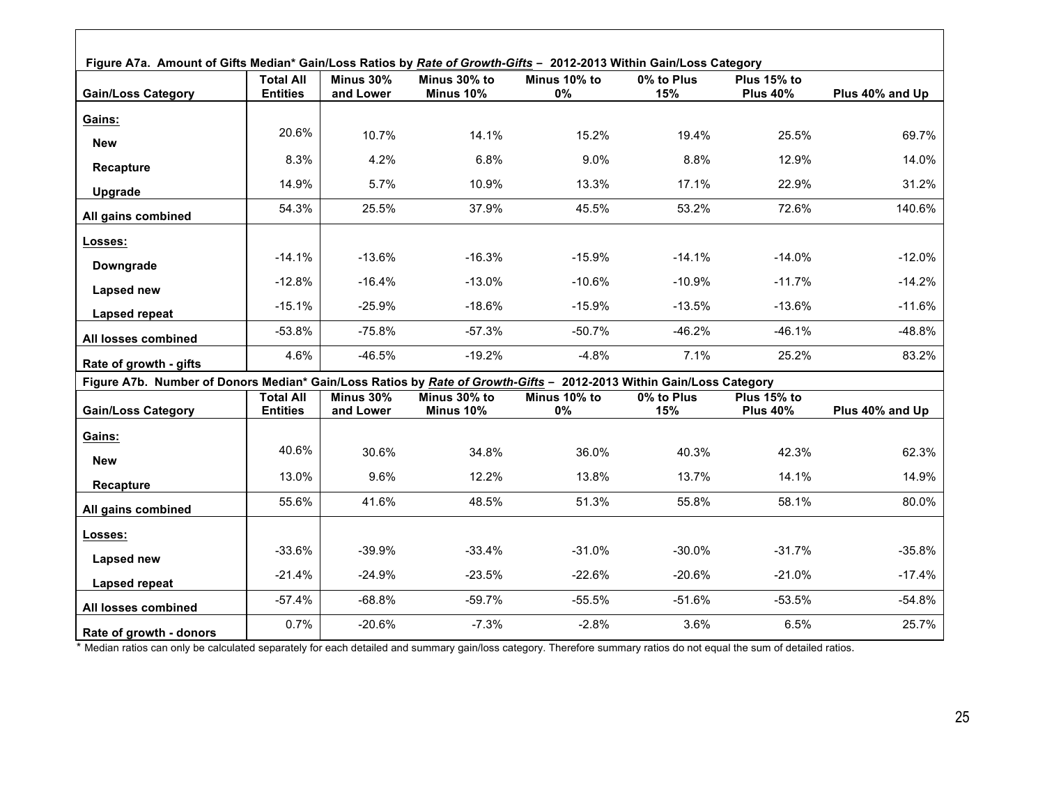**Figure A7a. Amount of Gifts Median* Gain/Loss Ratios by *Rate of Growth-Gifts* – 2012-2013 Within Gain/Loss Category**

| Gain/Loss Category | Total All Entities | Minus 30% and Lower | Minus 30% to Minus 10% | Minus 10% to 0% | 0% to Plus 15% | Plus 15% to Plus 40% | Plus 40% and Up |
|---|---|---|---|---|---|---|---|
| **Gains:** | | | | | | | |
| **New** | 20.6% | 10.7% | 14.1% | 15.2% | 19.4% | 25.5% | 69.7% |
| **Recapture** | 8.3% | 4.2% | 6.8% | 9.0% | 8.8% | 12.9% | 14.0% |
| **Upgrade** | 14.9% | 5.7% | 10.9% | 13.3% | 17.1% | 22.9% | 31.2% |
| **All gains combined** | 54.3% | 25.5% | 37.9% | 45.5% | 53.2% | 72.6% | 140.6% |
| **Losses:** | | | | | | | |
| **Downgrade** | -14.1% | -13.6% | -16.3% | -15.9% | -14.1% | -14.0% | -12.0% |
| **Lapsed new** | -12.8% | -16.4% | -13.0% | -10.6% | -10.9% | -11.7% | -14.2% |
| **Lapsed repeat** | -15.1% | -25.9% | -18.6% | -15.9% | -13.5% | -13.6% | -11.6% |
| **All losses combined** | -53.8% | -75.8% | -57.3% | -50.7% | -46.2% | -46.1% | -48.8% |
| **Rate of growth - gifts** | 4.6% | -46.5% | -19.2% | -4.8% | 7.1% | 25.2% | 83.2% |

**Figure A7b. Number of Donors Median* Gain/Loss Ratios by *Rate of Growth-Gifts* – 2012-2013 Within Gain/Loss Category**

| Gain/Loss Category | Total All Entities | Minus 30% and Lower | Minus 30% to Minus 10% | Minus 10% to 0% | 0% to Plus 15% | Plus 15% to Plus 40% | Plus 40% and Up |
|---|---|---|---|---|---|---|---|
| **Gains:** | | | | | | | |
| **New** | 40.6% | 30.6% | 34.8% | 36.0% | 40.3% | 42.3% | 62.3% |
| **Recapture** | 13.0% | 9.6% | 12.2% | 13.8% | 13.7% | 14.1% | 14.9% |
| **All gains combined** | 55.6% | 41.6% | 48.5% | 51.3% | 55.8% | 58.1% | 80.0% |
| **Losses:** | | | | | | | |
| **Lapsed new** | -33.6% | -39.9% | -33.4% | -31.0% | -30.0% | -31.7% | -35.8% |
| **Lapsed repeat** | -21.4% | -24.9% | -23.5% | -22.6% | -20.6% | -21.0% | -17.4% |
| **All losses combined** | -57.4% | -68.8% | -59.7% | -55.5% | -51.6% | -53.5% | -54.8% |
| **Rate of growth - donors** | 0.7% | -20.6% | -7.3% | -2.8% | 3.6% | 6.5% | 25.7% |

* Median ratios can only be calculated separately for each detailed and summary gain/loss category. Therefore summary ratios do not equal the sum of detailed ratios.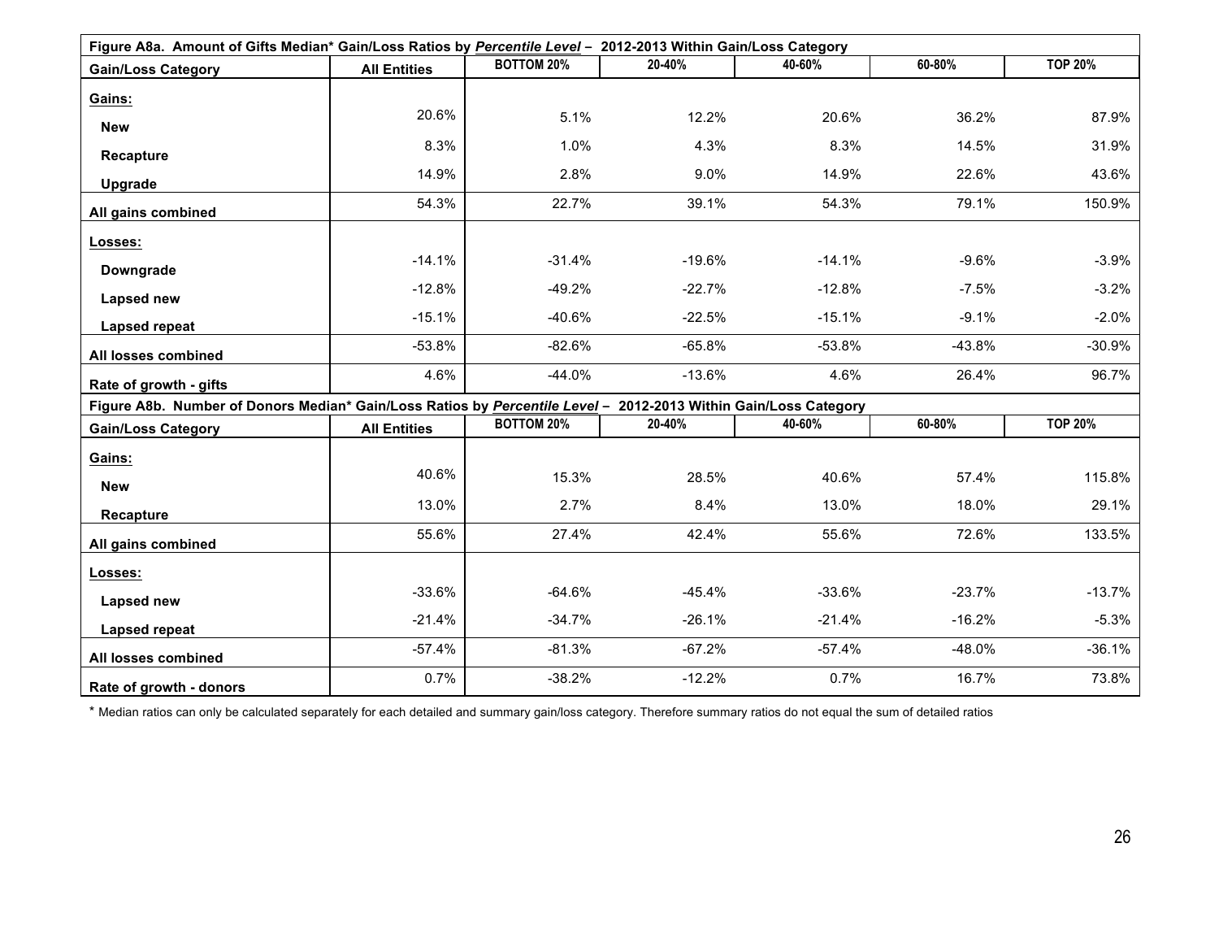**Figure A8a. Amount of Gifts Median* Gain/Loss Ratios by *Percentile Level* – 2012-2013 Within Gain/Loss Category**

| Gain/Loss Category | All Entities | BOTTOM 20% | 20-40% | 40-60% | 60-80% | TOP 20% |
|---|---|---|---|---|---|---|
| **Gains:** | | | | | | |
| **New** | 20.6% | 5.1% | 12.2% | 20.6% | 36.2% | 87.9% |
| **Recapture** | 8.3% | 1.0% | 4.3% | 8.3% | 14.5% | 31.9% |
| **Upgrade** | 14.9% | 2.8% | 9.0% | 14.9% | 22.6% | 43.6% |
| **All gains combined** | 54.3% | 22.7% | 39.1% | 54.3% | 79.1% | 150.9% |
| **Losses:** | | | | | | |
| **Downgrade** | -14.1% | -31.4% | -19.6% | -14.1% | -9.6% | -3.9% |
| **Lapsed new** | -12.8% | -49.2% | -22.7% | -12.8% | -7.5% | -3.2% |
| **Lapsed repeat** | -15.1% | -40.6% | -22.5% | -15.1% | -9.1% | -2.0% |
| **All losses combined** | -53.8% | -82.6% | -65.8% | -53.8% | -43.8% | -30.9% |
| **Rate of growth - gifts** | 4.6% | -44.0% | -13.6% | 4.6% | 26.4% | 96.7% |

**Figure A8b. Number of Donors Median* Gain/Loss Ratios by *Percentile Level* – 2012-2013 Within Gain/Loss Category**

| Gain/Loss Category | All Entities | BOTTOM 20% | 20-40% | 40-60% | 60-80% | TOP 20% |
|---|---|---|---|---|---|---|
| **Gains:** | | | | | | |
| **New** | 40.6% | 15.3% | 28.5% | 40.6% | 57.4% | 115.8% |
| **Recapture** | 13.0% | 2.7% | 8.4% | 13.0% | 18.0% | 29.1% |
| **All gains combined** | 55.6% | 27.4% | 42.4% | 55.6% | 72.6% | 133.5% |
| **Losses:** | | | | | | |
| **Lapsed new** | -33.6% | -64.6% | -45.4% | -33.6% | -23.7% | -13.7% |
| **Lapsed repeat** | -21.4% | -34.7% | -26.1% | -21.4% | -16.2% | -5.3% |
| **All losses combined** | -57.4% | -81.3% | -67.2% | -57.4% | -48.0% | -36.1% |
| **Rate of growth - donors** | 0.7% | -38.2% | -12.2% | 0.7% | 16.7% | 73.8% |

* Median ratios can only be calculated separately for each detailed and summary gain/loss category. Therefore summary ratios do not equal the sum of detailed ratios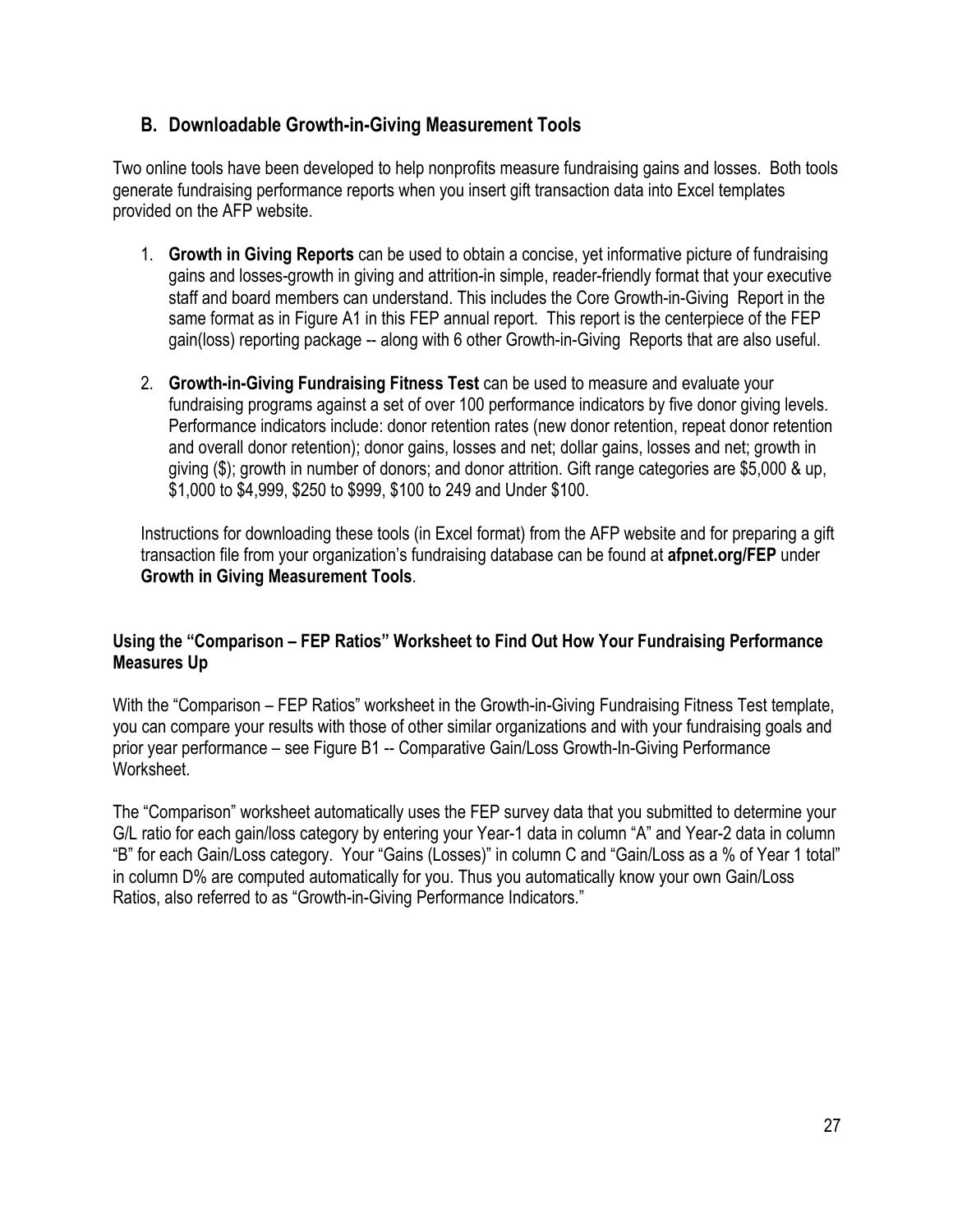## B. Downloadable Growth-in-Giving Measurement Tools

Two online tools have been developed to help nonprofits measure fundraising gains and losses. Both tools generate fundraising performance reports when you insert gift transaction data into Excel templates provided on the AFP website.

1. **Growth in Giving Reports** can be used to obtain a concise, yet informative picture of fundraising gains and losses-growth in giving and attrition-in simple, reader-friendly format that your executive staff and board members can understand. This includes the Core Growth-in-Giving Report in the same format as in Figure A1 in this FEP annual report. This report is the centerpiece of the FEP gain(loss) reporting package -- along with 6 other Growth-in-Giving Reports that are also useful.

2. **Growth-in-Giving Fundraising Fitness Test** can be used to measure and evaluate your fundraising programs against a set of over 100 performance indicators by five donor giving levels. Performance indicators include: donor retention rates (new donor retention, repeat donor retention and overall donor retention); donor gains, losses and net; dollar gains, losses and net; growth in giving ($); growth in number of donors; and donor attrition. Gift range categories are $5,000 & up, $1,000 to $4,999, $250 to $999, $100 to 249 and Under $100.

Instructions for downloading these tools (in Excel format) from the AFP website and for preparing a gift transaction file from your organization's fundraising database can be found at **afpnet.org/FEP** under **Growth in Giving Measurement Tools**.

**Using the "Comparison – FEP Ratios" Worksheet to Find Out How Your Fundraising Performance Measures Up**

With the "Comparison – FEP Ratios" worksheet in the Growth-in-Giving Fundraising Fitness Test template, you can compare your results with those of other similar organizations and with your fundraising goals and prior year performance – see Figure B1 -- Comparative Gain/Loss Growth-In-Giving Performance Worksheet.

The "Comparison" worksheet automatically uses the FEP survey data that you submitted to determine your G/L ratio for each gain/loss category by entering your Year-1 data in column "A" and Year-2 data in column "B" for each Gain/Loss category. Your "Gains (Losses)" in column C and "Gain/Loss as a % of Year 1 total" in column D% are computed automatically for you. Thus you automatically know your own Gain/Loss Ratios, also referred to as "Growth-in-Giving Performance Indicators."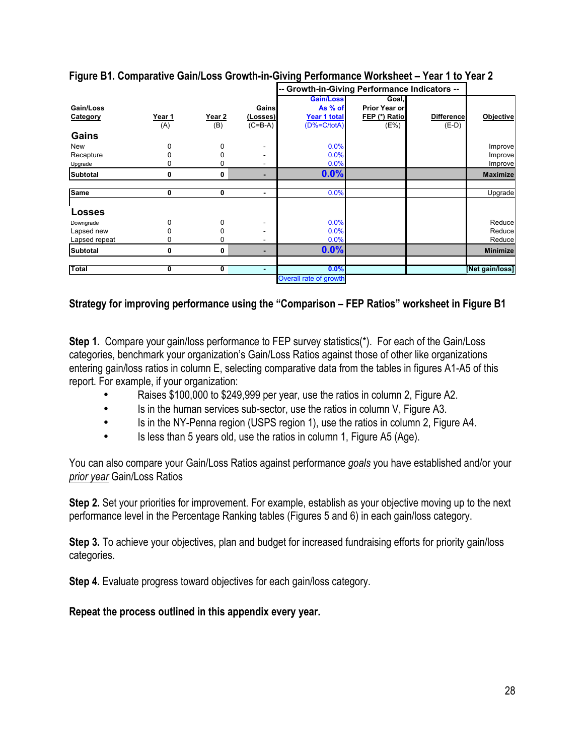## Figure B1. Comparative Gain/Loss Growth-in-Giving Performance Worksheet – Year 1 to Year 2

| Gain/Loss Category | Year 1 (A) | Year 2 (B) | Gains (Losses) (C=B-A) | -- Growth-in-Giving Performance Indicators -- Gain/Loss As % of Year 1 total (D%=C/totA) | Goal, Prior Year or FEP (*) Ratio (E%) | Difference (E-D) | Objective |
|---|---|---|---|---|---|---|---|
| **Gains** | | | | | | | |
| New | 0 | 0 | - | 0.0% | | | Improve |
| Recapture | 0 | 0 | - | 0.0% | | | Improve |
| Upgrade | 0 | 0 | - | 0.0% | | | Improve |
| **Subtotal** | **0** | **0** | - | **0.0%** | | | **Maximize** |
| **Same** | **0** | **0** | - | 0.0% | | | Upgrade |
| **Losses** | | | | | | | |
| Downgrade | 0 | 0 | - | 0.0% | | | Reduce |
| Lapsed new | 0 | 0 | - | 0.0% | | | Reduce |
| Lapsed repeat | 0 | 0 | - | 0.0% | | | Reduce |
| **Subtotal** | **0** | **0** | - | **0.0%** | | | **Minimize** |
| **Total** | **0** | **0** | - | **0.0%** Overall rate of growth | | | **[Net gain/loss]** |

### Strategy for improving performance using the "Comparison – FEP Ratios" worksheet in Figure B1

**Step 1.** Compare your gain/loss performance to FEP survey statistics(*). For each of the Gain/Loss categories, benchmark your organization's Gain/Loss Ratios against those of other like organizations entering gain/loss ratios in column E, selecting comparative data from the tables in figures A1-A5 of this report. For example, if your organization:

- Raises $100,000 to $249,999 per year, use the ratios in column 2, Figure A2.
- Is in the human services sub-sector, use the ratios in column V, Figure A3.
- Is in the NY-Penna region (USPS region 1), use the ratios in column 2, Figure A4.
- Is less than 5 years old, use the ratios in column 1, Figure A5 (Age).

You can also compare your Gain/Loss Ratios against performance *goals* you have established and/or your *prior year* Gain/Loss Ratios

**Step 2.** Set your priorities for improvement. For example, establish as your objective moving up to the next performance level in the Percentage Ranking tables (Figures 5 and 6) in each gain/loss category.

**Step 3.** To achieve your objectives, plan and budget for increased fundraising efforts for priority gain/loss categories.

**Step 4.** Evaluate progress toward objectives for each gain/loss category.

**Repeat the process outlined in this appendix every year.**